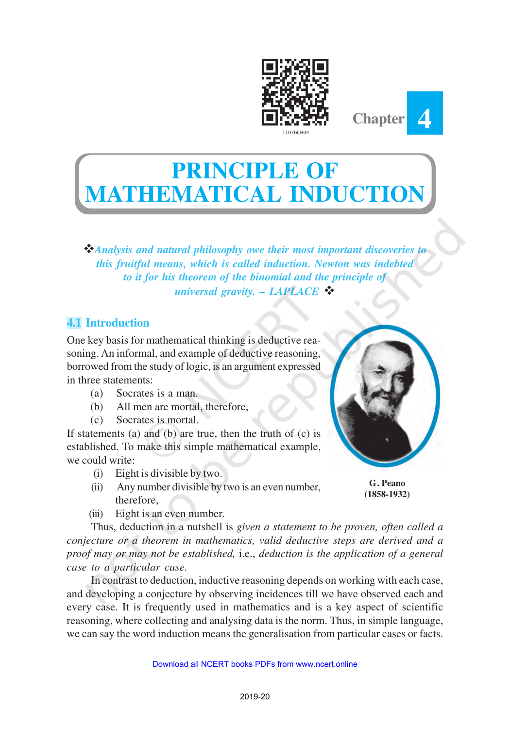Chapter 4

# PRINCIPLE OF MATHEMATICAL INDUCTION

❖*Analysis and natural philosophy owe their most important discoveries to this fruitful means, which is called induction. Newton was indebted to it for his theorem of the binomial and the principle of universal gravity. – LAPLACE* ❖

## 4.1 Introduction

One key basis for mathematical thinking is deductive reasoning. An informal, and example of deductive reasoning, borrowed from the study of logic, is an argument expressed in three statements:

(a) Socrates is a man.

(b) All men are mortal, therefore,

(c) Socrates is mortal.

If statements (a) and (b) are true, then the truth of (c) is established. To make this simple mathematical example, we could write:

(i) Eight is divisible by two.

(ii) Any number divisible by two is an even number, therefore,

(iii) Eight is an even number.

**G. Peano (1858-1932)**

Thus, deduction in a nutshell is *given a statement to be proven, often called a conjecture or a theorem in mathematics, valid deductive steps are derived and a proof may or may not be established,* i.e., *deduction is the application of a general case to a particular case.*

In contrast to deduction, inductive reasoning depends on working with each case, and developing a conjecture by observing incidences till we have observed each and every case. It is frequently used in mathematics and is a key aspect of scientific reasoning, where collecting and analysing data is the norm. Thus, in simple language, we can say the word induction means the generalisation from particular cases or facts.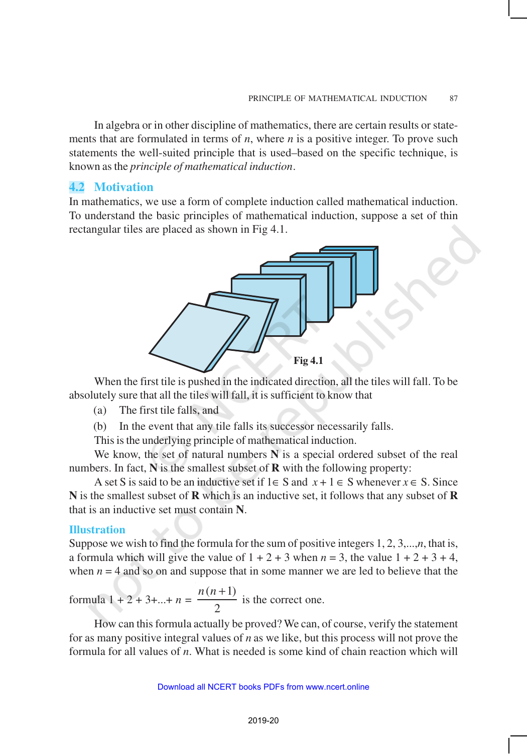In algebra or in other discipline of mathematics, there are certain results or statements that are formulated in terms of $n$, where $n$ is a positive integer. To prove such statements the well-suited principle that is used–based on the specific technique, is known as the *principle of mathematical induction*.

## 4.2 Motivation

In mathematics, we use a form of complete induction called mathematical induction. To understand the basic principles of mathematical induction, suppose a set of thin rectangular tiles are placed as shown in Fig 4.1.

**Fig 4.1**

When the first tile is pushed in the indicated direction, all the tiles will fall. To be absolutely sure that all the tiles will fall, it is sufficient to know that

(a) The first tile falls, and

(b) In the event that any tile falls its successor necessarily falls.

This is the underlying principle of mathematical induction.

We know, the set of natural numbers **N** is a special ordered subset of the real numbers. In fact, **N** is the smallest subset of **R** with the following property:

A set S is said to be an inductive set if $1 \in$ S and $x + 1 \in$ S whenever $x \in$ S. Since **N** is the smallest subset of **R** which is an inductive set, it follows that any subset of **R** that is an inductive set must contain **N**.

### Illustration

Suppose we wish to find the formula for the sum of positive integers 1, 2, 3,...,$n$, that is, a formula which will give the value of $1 + 2 + 3$ when $n = 3$, the value $1 + 2 + 3 + 4$, when $n = 4$ and so on and suppose that in some manner we are led to believe that the formula $1 + 2 + 3 + ... + n = \frac{n(n+1)}{2}$ is the correct one.

How can this formula actually be proved? We can, of course, verify the statement for as many positive integral values of $n$ as we like, but this process will not prove the formula for all values of $n$. What is needed is some kind of chain reaction which will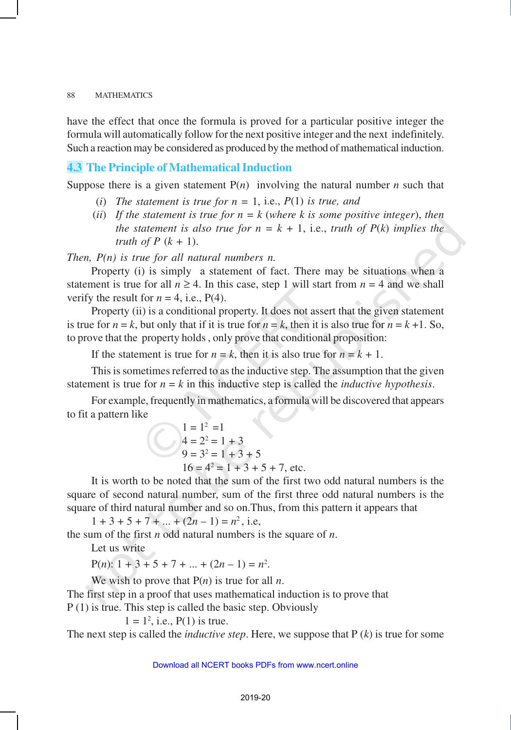have the effect that once the formula is proved for a particular positive integer the formula will automatically follow for the next positive integer and the next indefinitely. Such a reaction may be considered as produced by the method of mathematical induction.

## 4.3 The Principle of Mathematical Induction

Suppose there is a given statement P($n$) involving the natural number $n$ such that

(*i*) *The statement is true for* $n = 1$, i.e., *P*(1) *is true, and*

(*ii*) *If the statement is true for* $n = k$ (*where k is some positive integer*), *then the statement is also true for* $n = k + 1$, i.e., *truth of P*($k$) *implies the truth of P* ($k + 1$).

*Then, P(n) is true for all natural numbers n.*

Property (i) is simply a statement of fact. There may be situations when a statement is true for all $n \geq 4$. In this case, step 1 will start from $n = 4$ and we shall verify the result for $n = 4$, i.e., P(4).

Property (ii) is a conditional property. It does not assert that the given statement is true for $n = k$, but only that if it is true for $n = k$, then it is also true for $n = k + 1$. So, to prove that the property holds , only prove that conditional proposition:

If the statement is true for $n = k$, then it is also true for $n = k + 1$.

This is sometimes referred to as the inductive step. The assumption that the given statement is true for $n = k$ in this inductive step is called the *inductive hypothesis*.

For example, frequently in mathematics, a formula will be discovered that appears to fit a pattern like

$$1 = 1^2 = 1$$
$$4 = 2^2 = 1 + 3$$
$$9 = 3^2 = 1 + 3 + 5$$
$$16 = 4^2 = 1 + 3 + 5 + 7, \text{ etc.}$$

It is worth to be noted that the sum of the first two odd natural numbers is the square of second natural number, sum of the first three odd natural numbers is the square of third natural number and so on.Thus, from this pattern it appears that

$$1 + 3 + 5 + 7 + ... + (2n - 1) = n^2, \text{ i.e,}$$

the sum of the first $n$ odd natural numbers is the square of $n$.

Let us write

P($n$): $1 + 3 + 5 + 7 + ... + (2n - 1) = n^2$.

We wish to prove that P($n$) is true for all $n$.

The first step in a proof that uses mathematical induction is to prove that P (1) is true. This step is called the basic step. Obviously

$1 = 1^2$, i.e., P(1) is true.

The next step is called the *inductive step*. Here, we suppose that P ($k$) is true for some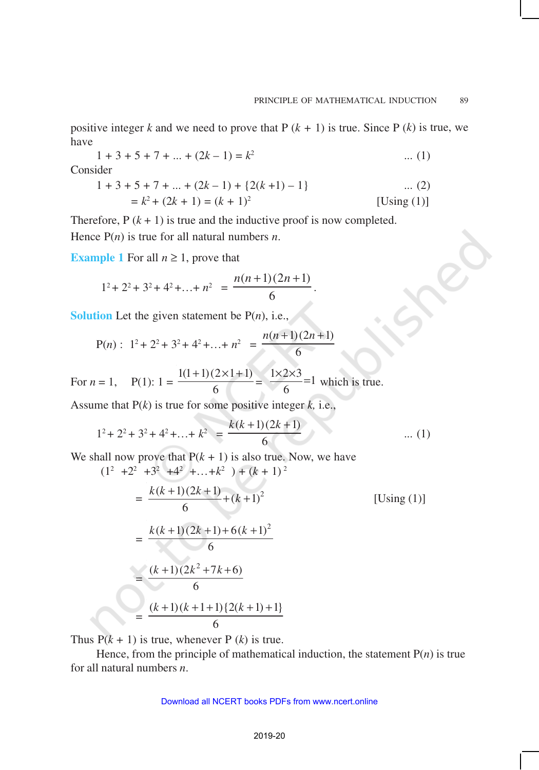positive integer $k$ and we need to prove that P $(k + 1)$ is true. Since P $(k)$ is true, we have

$$1 + 3 + 5 + 7 + ... + (2k - 1) = k^2 \qquad ... (1)$$

Consider

$$1 + 3 + 5 + 7 + ... + (2k - 1) + \{2(k + 1) - 1\} \qquad ... (2)$$

$$= k^2 + (2k + 1) = (k + 1)^2 \qquad \text{[Using (1)]}$$

Therefore, P $(k + 1)$ is true and the inductive proof is now completed.

Hence P($n$) is true for all natural numbers $n$.

**Example 1** For all $n \geq 1$, prove that

$$1^2 + 2^2 + 3^2 + 4^2 + \ldots + n^2 = \frac{n(n+1)(2n+1)}{6}.$$

**Solution** Let the given statement be P($n$), i.e.,

$$\text{P}(n): \; 1^2 + 2^2 + 3^2 + 4^2 + \ldots + n^2 = \frac{n(n+1)(2n+1)}{6}$$

For $n = 1$, $\quad$ P(1): $1 = \dfrac{1(1+1)(2 \times 1+1)}{6} = \dfrac{1 \times 2 \times 3}{6} = 1$ which is true.

Assume that P($k$) is true for some positive integer $k$, i.e.,

$$1^2 + 2^2 + 3^2 + 4^2 + \ldots + k^2 = \frac{k(k+1)(2k+1)}{6} \qquad ... (1)$$

We shall now prove that P($k + 1$) is also true. Now, we have

$$(1^2 + 2^2 + 3^2 + 4^2 + \ldots + k^2) + (k + 1)^2$$

$$= \frac{k(k+1)(2k+1)}{6} + (k+1)^2 \qquad \text{[Using (1)]}$$

$$= \frac{k(k+1)(2k+1) + 6(k+1)^2}{6}$$

$$= \frac{(k+1)(2k^2 + 7k + 6)}{6}$$

$$= \frac{(k+1)(k+1+1)\{2(k+1)+1\}}{6}$$

Thus P($k + 1$) is true, whenever P ($k$) is true.

Hence, from the principle of mathematical induction, the statement P($n$) is true for all natural numbers $n$.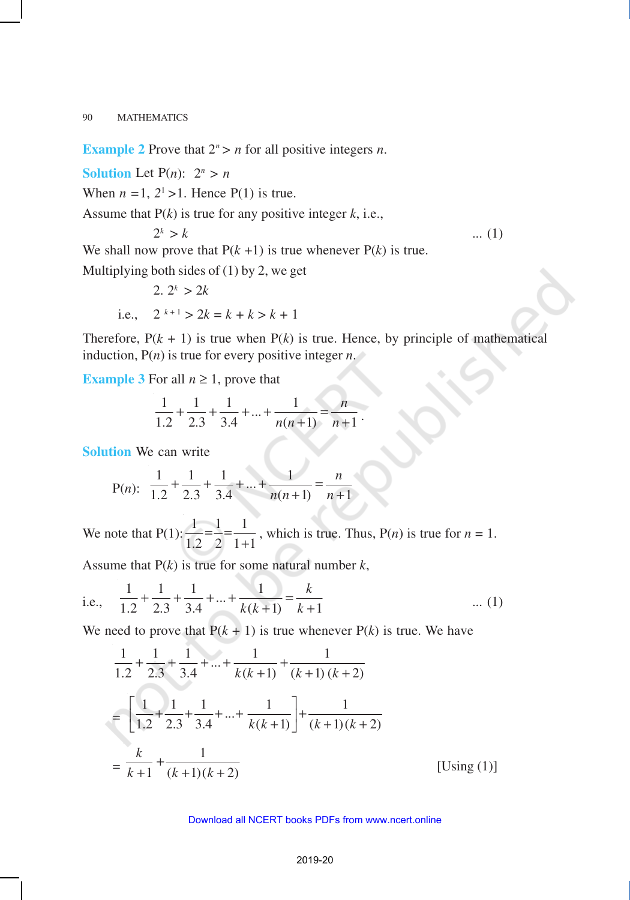**Example 2** Prove that $2^n > n$ for all positive integers $n$.

**Solution** Let P($n$): $2^n > n$

When $n = 1$, $2^1 > 1$. Hence P(1) is true.

Assume that P($k$) is true for any positive integer $k$, i.e.,

$$2^k > k \qquad \text{... (1)}$$

We shall now prove that P($k$ +1) is true whenever P($k$) is true.

Multiplying both sides of (1) by 2, we get

$$2.\ 2^k > 2k$$

i.e., $$2^{k+1} > 2k = k + k > k + 1$$

Therefore, P($k$ + 1) is true when P($k$) is true. Hence, by principle of mathematical induction, P($n$) is true for every positive integer $n$.

**Example 3** For all $n \geq 1$, prove that

$$\frac{1}{1.2}+\frac{1}{2.3}+\frac{1}{3.4}+...+\frac{1}{n(n+1)}=\frac{n}{n+1}.$$

**Solution** We can write

$$\text{P}(n):\ \frac{1}{1.2}+\frac{1}{2.3}+\frac{1}{3.4}+...+\frac{1}{n(n+1)}=\frac{n}{n+1}$$

We note that P(1): $\frac{1}{1.2}=\frac{1}{2}=\frac{1}{1+1}$, which is true. Thus, P($n$) is true for $n$ = 1.

Assume that P($k$) is true for some natural number $k$,

i.e., $$\frac{1}{1.2}+\frac{1}{2.3}+\frac{1}{3.4}+...+\frac{1}{k(k+1)}=\frac{k}{k+1} \qquad \text{... (1)}$$

We need to prove that P($k$ + 1) is true whenever P($k$) is true. We have

$$\frac{1}{1.2}+\frac{1}{2.3}+\frac{1}{3.4}+...+\frac{1}{k(k+1)}+\frac{1}{(k+1)(k+2)}$$

$$= \left[\frac{1}{1.2}+\frac{1}{2.3}+\frac{1}{3.4}+...+\frac{1}{k(k+1)}\right]+\frac{1}{(k+1)(k+2)}$$

$$= \frac{k}{k+1}+\frac{1}{(k+1)(k+2)} \qquad \text{[Using (1)]}$$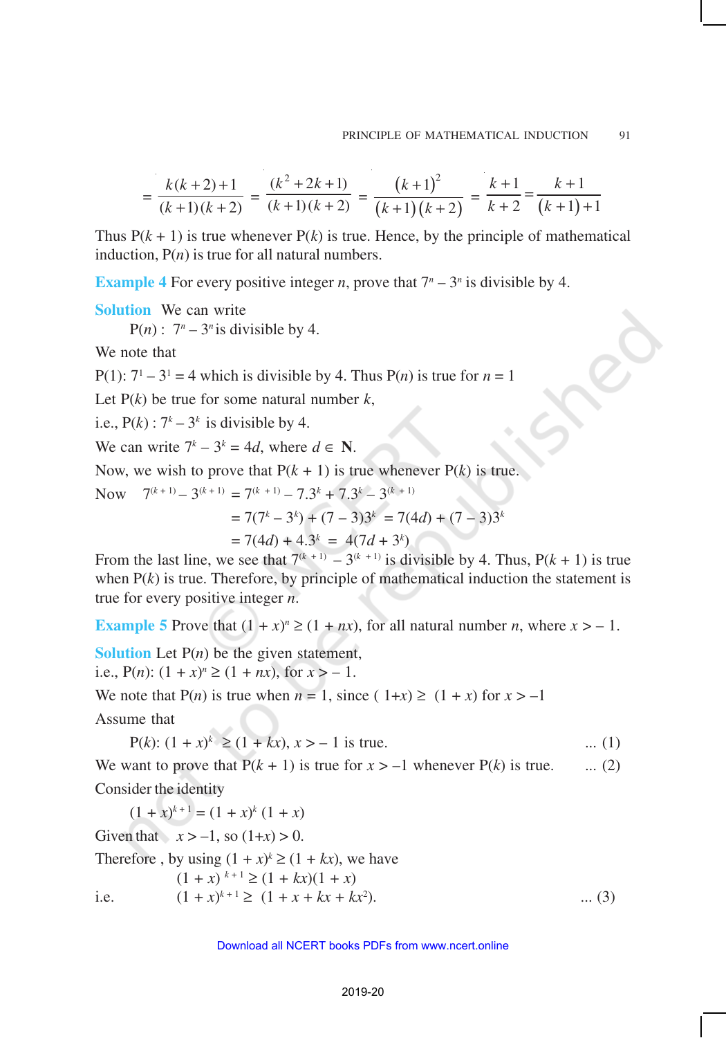$$= \frac{k(k+2)+1}{(k+1)(k+2)} = \frac{(k^2+2k+1)}{(k+1)(k+2)} = \frac{(k+1)^2}{(k+1)(k+2)} = \frac{k+1}{k+2} = \frac{k+1}{(k+1)+1}$$

Thus P($k$ + 1) is true whenever P($k$) is true. Hence, by the principle of mathematical induction, P($n$) is true for all natural numbers.

**Example 4** For every positive integer $n$, prove that $7^n - 3^n$ is divisible by 4.

**Solution** We can write

P($n$) : $7^n - 3^n$ is divisible by 4.

We note that

P(1): $7^1 - 3^1 = 4$ which is divisible by 4. Thus P($n$) is true for $n = 1$

Let P($k$) be true for some natural number $k$,

i.e., P($k$) : $7^k - 3^k$ is divisible by 4.

We can write $7^k - 3^k = 4d$, where $d \in \mathbf{N}$.

Now, we wish to prove that P($k$ + 1) is true whenever P($k$) is true.

Now $\quad 7^{(k+1)} - 3^{(k+1)} = 7^{(k+1)} - 7.3^k + 7.3^k - 3^{(k+1)}$

$$= 7(7^k - 3^k) + (7 - 3)3^k = 7(4d) + (7 - 3)3^k$$

$$= 7(4d) + 4.3^k = 4(7d + 3^k)$$

From the last line, we see that $7^{(k+1)} - 3^{(k+1)}$ is divisible by 4. Thus, P($k$ + 1) is true when P($k$) is true. Therefore, by principle of mathematical induction the statement is true for every positive integer $n$.

**Example 5** Prove that $(1 + x)^n \geq (1 + nx)$, for all natural number $n$, where $x > -1$.

**Solution** Let P($n$) be the given statement,

i.e., P($n$): $(1 + x)^n \geq (1 + nx)$, for $x > -1$.

We note that P($n$) is true when $n = 1$, since $(1+x) \geq (1 + x)$ for $x > -1$

Assume that

P($k$): $(1 + x)^k \geq (1 + kx)$, $x > -1$ is true. ... (1)

We want to prove that P($k$ + 1) is true for $x > -1$ whenever P($k$) is true. ... (2)

Consider the identity

$$(1 + x)^{k+1} = (1 + x)^k (1 + x)$$

Given that $x > -1$, so $(1+x) > 0$.

Therefore , by using $(1 + x)^k \geq (1 + kx)$, we have

$$(1 + x)^{k+1} \geq (1 + kx)(1 + x)$$

i.e. $\quad (1 + x)^{k+1} \geq (1 + x + kx + kx^2)$. ... (3)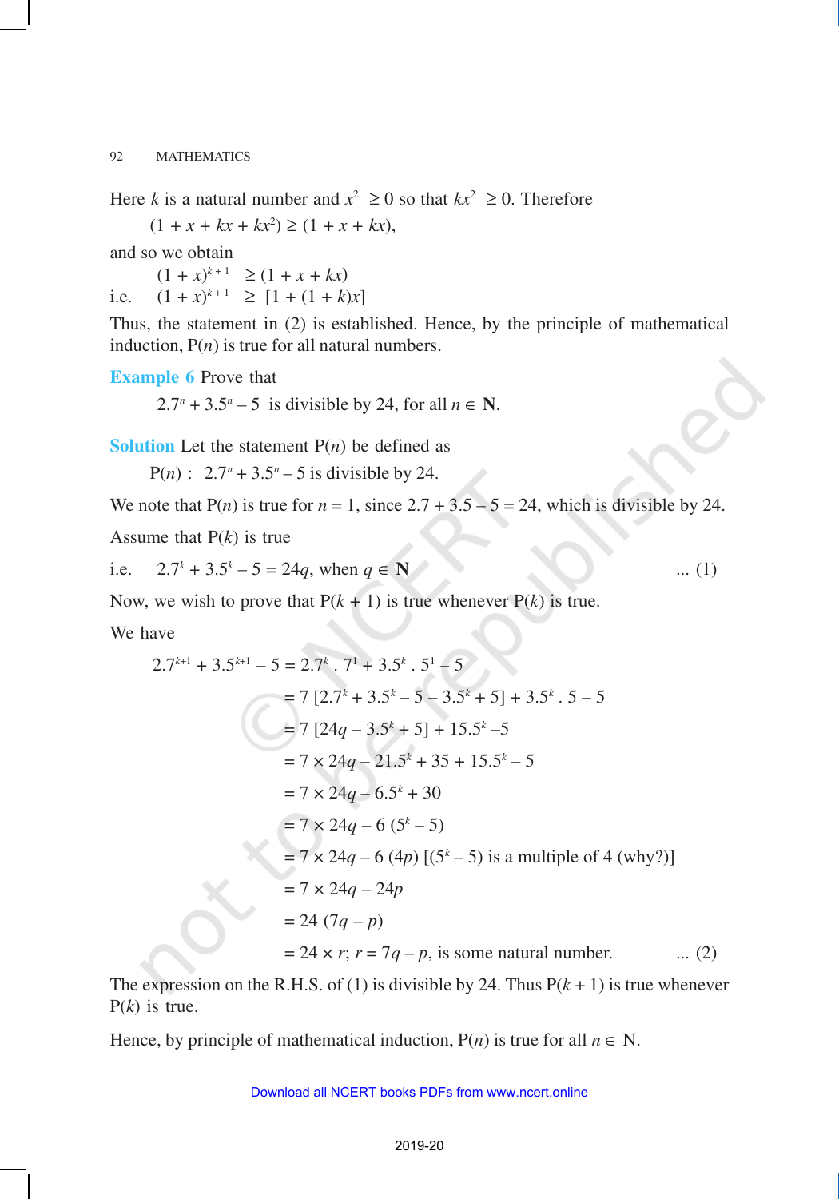Here $k$ is a natural number and $x^2 \geq 0$ so that $kx^2 \geq 0$. Therefore

$$(1 + x + kx + kx^2) \geq (1 + x + kx),$$

and so we obtain

$$(1 + x)^{k+1} \geq (1 + x + kx)$$

i.e. $\quad (1 + x)^{k+1} \geq [1 + (1 + k)x]$

Thus, the statement in (2) is established. Hence, by the principle of mathematical induction, P($n$) is true for all natural numbers.

**Example 6** Prove that

$2.7^n + 3.5^n - 5$ is divisible by 24, for all $n \in$ **N**.

**Solution** Let the statement P($n$) be defined as

P($n$) : $2.7^n + 3.5^n - 5$ is divisible by 24.

We note that P($n$) is true for $n = 1$, since $2.7 + 3.5 - 5 = 24$, which is divisible by 24.

Assume that P($k$) is true

i.e. $\quad 2.7^k + 3.5^k - 5 = 24q$, when $q \in$ **N** $\quad$ ... (1)

Now, we wish to prove that P($k + 1$) is true whenever P($k$) is true.

We have

$$\begin{aligned}
2.7^{k+1} + 3.5^{k+1} - 5 &= 2.7^k \cdot 7^1 + 3.5^k \cdot 5^1 - 5 \\
&= 7\,[2.7^k + 3.5^k - 5 - 3.5^k + 5] + 3.5^k \cdot 5 - 5 \\
&= 7\,[24q - 3.5^k + 5] + 15.5^k - 5 \\
&= 7 \times 24q - 21.5^k + 35 + 15.5^k - 5 \\
&= 7 \times 24q - 6.5^k + 30 \\
&= 7 \times 24q - 6\,(5^k - 5) \\
&= 7 \times 24q - 6\,(4p) \;\; [(5^k - 5) \text{ is a multiple of 4 (why?)}] \\
&= 7 \times 24q - 24p \\
&= 24\,(7q - p) \\
&= 24 \times r;\; r = 7q - p, \text{ is some natural number.} \quad \text{... (2)}
\end{aligned}$$

The expression on the R.H.S. of (1) is divisible by 24. Thus P($k + 1$) is true whenever P($k$) is true.

Hence, by principle of mathematical induction, P($n$) is true for all $n \in$ N.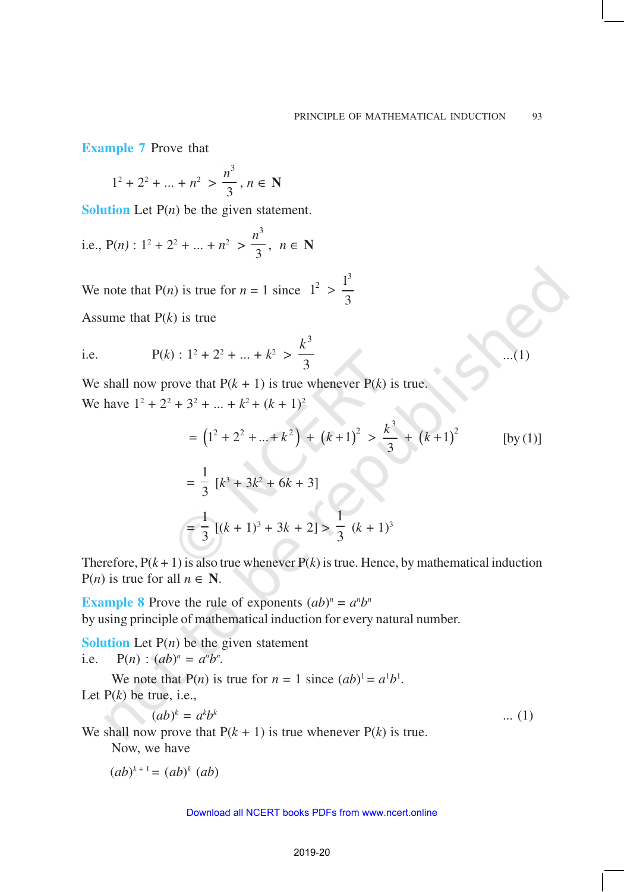**Example 7** Prove that

$$1^2 + 2^2 + ... + n^2 > \frac{n^3}{3}, \; n \in \mathbf{N}$$

**Solution** Let P($n$) be the given statement.

i.e., $P(n) : 1^2 + 2^2 + ... + n^2 > \frac{n^3}{3}, \; n \in \mathbf{N}$

We note that P($n$) is true for $n = 1$ since $1^2 > \frac{1^3}{3}$

Assume that P($k$) is true

i.e. $$P(k) : 1^2 + 2^2 + ... + k^2 > \frac{k^3}{3} \quad ...(1)$$

We shall now prove that P($k$ + 1) is true whenever P($k$) is true.

We have $1^2 + 2^2 + 3^2 + ... + k^2 + (k + 1)^2$

$$= \left(1^2 + 2^2 + ... + k^2\right) + (k+1)^2 > \frac{k^3}{3} + (k+1)^2 \quad \text{[by (1)]}$$

$$= \frac{1}{3}\left[k^3 + 3k^2 + 6k + 3\right]$$

$$= \frac{1}{3}\left[(k + 1)^3 + 3k + 2\right] > \frac{1}{3}(k + 1)^3$$

Therefore, P($k$ + 1) is also true whenever P($k$) is true. Hence, by mathematical induction P($n$) is true for all $n \in \mathbf{N}$.

**Example 8** Prove the rule of exponents $(ab)^n = a^n b^n$ by using principle of mathematical induction for every natural number.

**Solution** Let P($n$) be the given statement

i.e. $P(n) : (ab)^n = a^n b^n$.

We note that P($n$) is true for $n = 1$ since $(ab)^1 = a^1 b^1$.

Let P($k$) be true, i.e.,

$$(ab)^k = a^k b^k \quad ... (1)$$

We shall now prove that P($k$ + 1) is true whenever P($k$) is true.

Now, we have

$$(ab)^{k+1} = (ab)^k (ab)$$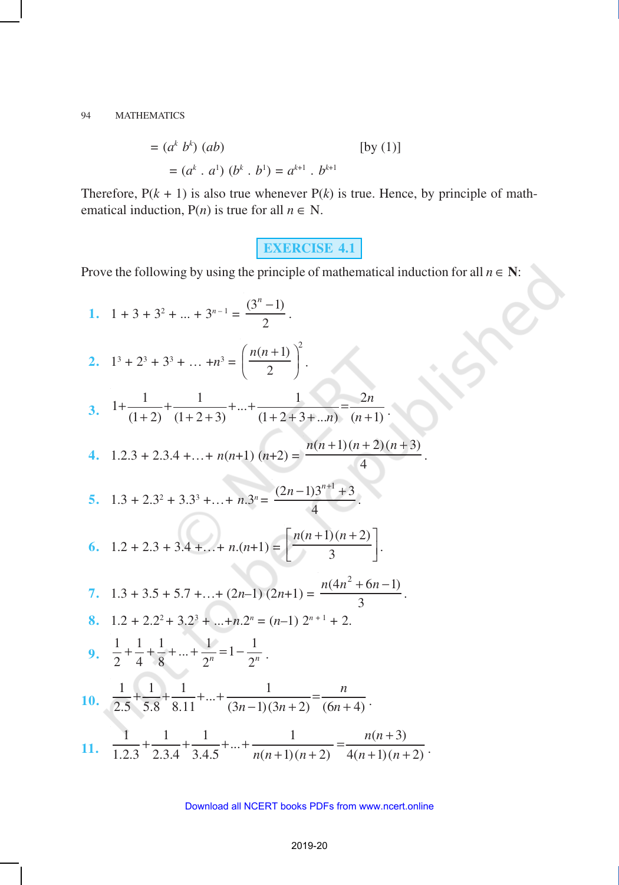$$= (a^k\ b^k)\ (ab) \qquad\qquad [\text{by } (1)]$$

$$= (a^k\ .\ a^1)\ (b^k\ .\ b^1) = a^{k+1}\ .\ b^{k+1}$$

Therefore, P($k$ + 1) is also true whenever P($k$) is true. Hence, by principle of mathematical induction, P($n$) is true for all $n \in$ N.

## EXERCISE 4.1

Prove the following by using the principle of mathematical induction for all $n \in$ **N**:

**1.** $1 + 3 + 3^2 + ... + 3^{n-1} = \dfrac{(3^n - 1)}{2}$.

**2.** $1^3 + 2^3 + 3^3 + \ldots + n^3 = \left(\dfrac{n(n+1)}{2}\right)^2$.

**3.** $1 + \dfrac{1}{(1+2)} + \dfrac{1}{(1+2+3)} + ... + \dfrac{1}{(1+2+3+...n)} = \dfrac{2n}{(n+1)}$.

**4.** $1.2.3 + 2.3.4 + \ldots + n(n+1)\ (n+2) = \dfrac{n(n+1)(n+2)(n+3)}{4}$.

**5.** $1.3 + 2.3^2 + 3.3^3 + \ldots + n.3^n = \dfrac{(2n-1)3^{n+1} + 3}{4}$.

**6.** $1.2 + 2.3 + 3.4 + \ldots + n.(n+1) = \left[\dfrac{n(n+1)(n+2)}{3}\right]$.

**7.** $1.3 + 3.5 + 5.7 + \ldots + (2n-1)\ (2n+1) = \dfrac{n(4n^2 + 6n - 1)}{3}$.

**8.** $1.2 + 2.2^2 + 3.2^3 + ... + n.2^n = (n-1)\ 2^{n+1} + 2$.

**9.** $\dfrac{1}{2} + \dfrac{1}{4} + \dfrac{1}{8} + ... + \dfrac{1}{2^n} = 1 - \dfrac{1}{2^n}$.

**10.** $\dfrac{1}{2.5} + \dfrac{1}{5.8} + \dfrac{1}{8.11} + ... + \dfrac{1}{(3n-1)(3n+2)} = \dfrac{n}{(6n+4)}$.

**11.** $\dfrac{1}{1.2.3} + \dfrac{1}{2.3.4} + \dfrac{1}{3.4.5} + ... + \dfrac{1}{n(n+1)(n+2)} = \dfrac{n(n+3)}{4(n+1)(n+2)}$.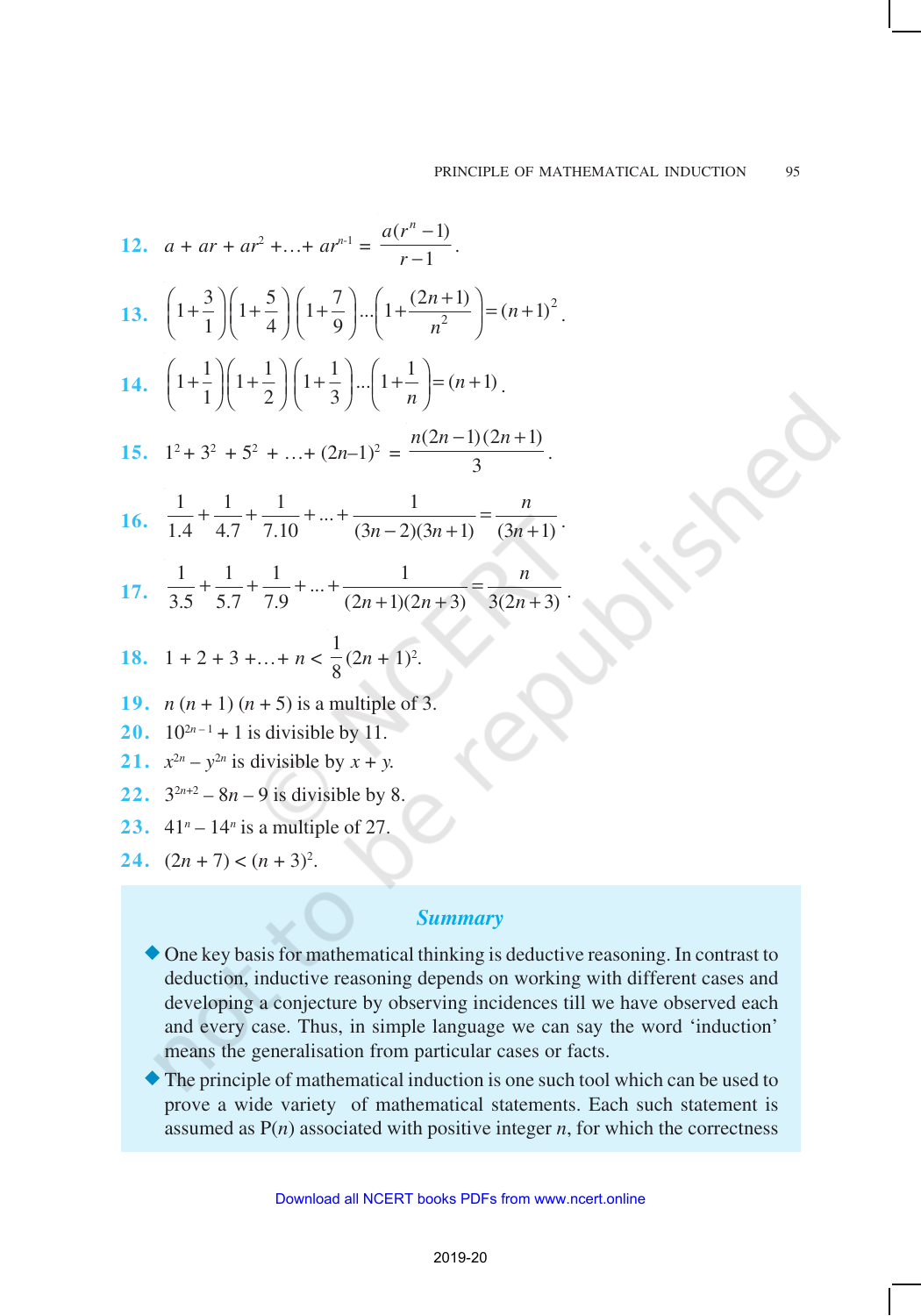12. $a + ar + ar^2 + \ldots + ar^{n-1} = \dfrac{a(r^n - 1)}{r - 1}$.

13. $\left(1+\dfrac{3}{1}\right)\left(1+\dfrac{5}{4}\right)\left(1+\dfrac{7}{9}\right)\ldots\left(1+\dfrac{(2n+1)}{n^2}\right) = (n+1)^2$.

14. $\left(1+\dfrac{1}{1}\right)\left(1+\dfrac{1}{2}\right)\left(1+\dfrac{1}{3}\right)\ldots\left(1+\dfrac{1}{n}\right) = (n+1)$.

15. $1^2 + 3^2 + 5^2 + \ldots + (2n-1)^2 = \dfrac{n(2n-1)(2n+1)}{3}$.

16. $\dfrac{1}{1.4} + \dfrac{1}{4.7} + \dfrac{1}{7.10} + \ldots + \dfrac{1}{(3n-2)(3n+1)} = \dfrac{n}{(3n+1)}$.

17. $\dfrac{1}{3.5} + \dfrac{1}{5.7} + \dfrac{1}{7.9} + \ldots + \dfrac{1}{(2n+1)(2n+3)} = \dfrac{n}{3(2n+3)}$.

18. $1 + 2 + 3 + \ldots + n < \dfrac{1}{8}(2n+1)^2$.

19. $n(n+1)(n+5)$ is a multiple of 3.

20. $10^{2n-1} + 1$ is divisible by 11.

21. $x^{2n} - y^{2n}$ is divisible by $x + y$.

22. $3^{2n+2} - 8n - 9$ is divisible by 8.

23. $41^n - 14^n$ is a multiple of 27.

24. $(2n+7) < (n+3)^2$.

## *Summary*

- One key basis for mathematical thinking is deductive reasoning. In contrast to deduction, inductive reasoning depends on working with different cases and developing a conjecture by observing incidences till we have observed each and every case. Thus, in simple language we can say the word 'induction' means the generalisation from particular cases or facts.
- The principle of mathematical induction is one such tool which can be used to prove a wide variety of mathematical statements. Each such statement is assumed as P($n$) associated with positive integer $n$, for which the correctness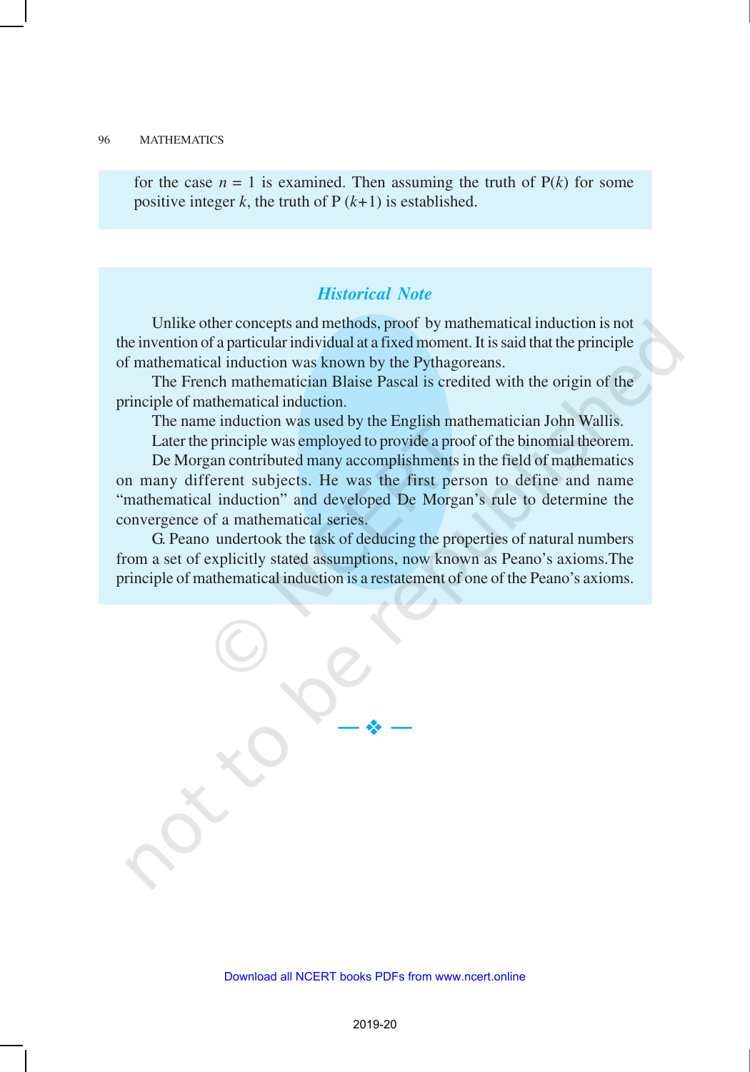for the case $n = 1$ is examined. Then assuming the truth of $P(k)$ for some positive integer $k$, the truth of $P(k+1)$ is established.

## *Historical Note*

Unlike other concepts and methods, proof by mathematical induction is not the invention of a particular individual at a fixed moment. It is said that the principle of mathematical induction was known by the Pythagoreans.

The French mathematician Blaise Pascal is credited with the origin of the principle of mathematical induction.

The name induction was used by the English mathematician John Wallis.

Later the principle was employed to provide a proof of the binomial theorem.

De Morgan contributed many accomplishments in the field of mathematics on many different subjects. He was the first person to define and name "mathematical induction" and developed De Morgan's rule to determine the convergence of a mathematical series.

G. Peano undertook the task of deducing the properties of natural numbers from a set of explicitly stated assumptions, now known as Peano's axioms.The principle of mathematical induction is a restatement of one of the Peano's axioms.

— ❖ —